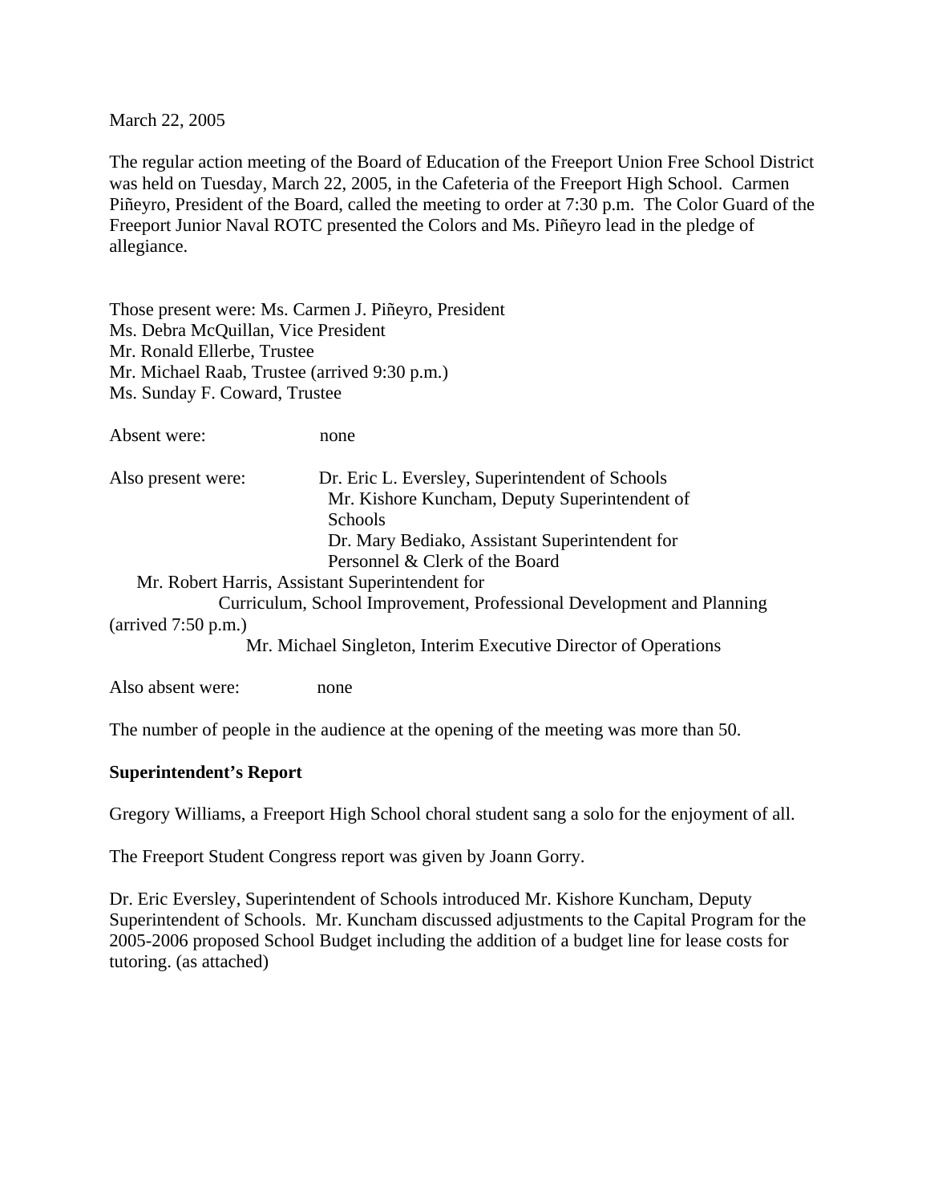March 22, 2005

The regular action meeting of the Board of Education of the Freeport Union Free School District was held on Tuesday, March 22, 2005, in the Cafeteria of the Freeport High School. Carmen Piñeyro, President of the Board, called the meeting to order at 7:30 p.m. The Color Guard of the Freeport Junior Naval ROTC presented the Colors and Ms. Piñeyro lead in the pledge of allegiance.

Those present were: Ms. Carmen J. Piñeyro, President
Ms. Debra McQuillan, Vice President
Mr. Ronald Ellerbe, Trustee
Mr. Michael Raab, Trustee (arrived 9:30 p.m.)
Ms. Sunday F. Coward, Trustee

Absent were: none

Also present were: Dr. Eric L. Eversley, Superintendent of Schools
Mr. Kishore Kuncham, Deputy Superintendent of Schools
Dr. Mary Bediako, Assistant Superintendent for Personnel & Clerk of the Board
Mr. Robert Harris, Assistant Superintendent for Curriculum, School Improvement, Professional Development and Planning (arrived 7:50 p.m.)
Mr. Michael Singleton, Interim Executive Director of Operations

Also absent were: none

The number of people in the audience at the opening of the meeting was more than 50.

**Superintendent's Report**

Gregory Williams, a Freeport High School choral student sang a solo for the enjoyment of all.

The Freeport Student Congress report was given by Joann Gorry.

Dr. Eric Eversley, Superintendent of Schools introduced Mr. Kishore Kuncham, Deputy Superintendent of Schools. Mr. Kuncham discussed adjustments to the Capital Program for the 2005-2006 proposed School Budget including the addition of a budget line for lease costs for tutoring. (as attached)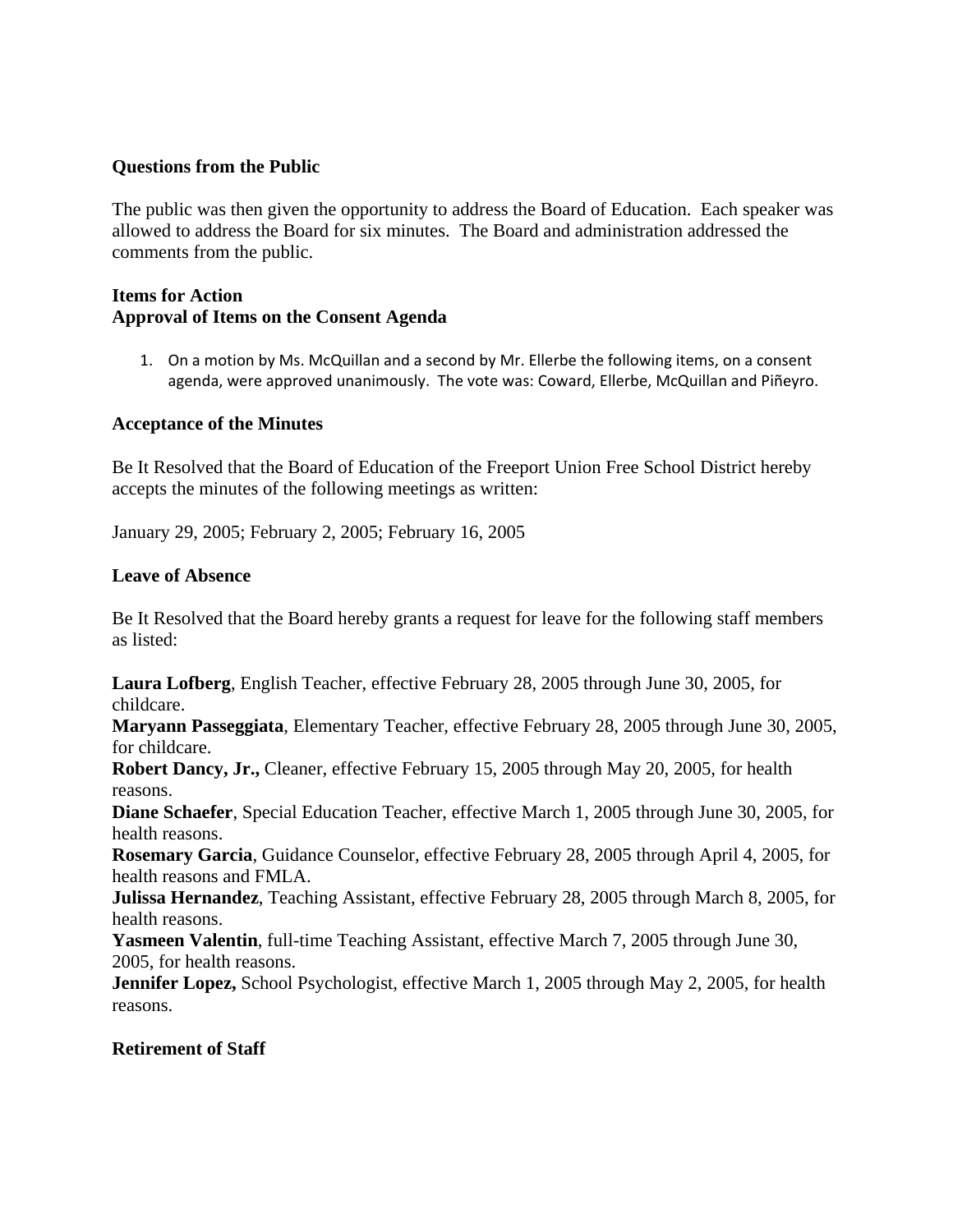**Questions from the Public**

The public was then given the opportunity to address the Board of Education. Each speaker was allowed to address the Board for six minutes. The Board and administration addressed the comments from the public.

**Items for Action**
**Approval of Items on the Consent Agenda**

1. On a motion by Ms. McQuillan and a second by Mr. Ellerbe the following items, on a consent agenda, were approved unanimously. The vote was: Coward, Ellerbe, McQuillan and Piñeyro.

**Acceptance of the Minutes**

Be It Resolved that the Board of Education of the Freeport Union Free School District hereby accepts the minutes of the following meetings as written:

January 29, 2005; February 2, 2005; February 16, 2005

**Leave of Absence**

Be It Resolved that the Board hereby grants a request for leave for the following staff members as listed:

**Laura Lofberg**, English Teacher, effective February 28, 2005 through June 30, 2005, for childcare.
**Maryann Passeggiata**, Elementary Teacher, effective February 28, 2005 through June 30, 2005, for childcare.
**Robert Dancy, Jr.,** Cleaner, effective February 15, 2005 through May 20, 2005, for health reasons.
**Diane Schaefer**, Special Education Teacher, effective March 1, 2005 through June 30, 2005, for health reasons.
**Rosemary Garcia**, Guidance Counselor, effective February 28, 2005 through April 4, 2005, for health reasons and FMLA.
**Julissa Hernandez**, Teaching Assistant, effective February 28, 2005 through March 8, 2005, for health reasons.
**Yasmeen Valentin**, full-time Teaching Assistant, effective March 7, 2005 through June 30, 2005, for health reasons.
**Jennifer Lopez,** School Psychologist, effective March 1, 2005 through May 2, 2005, for health reasons.

**Retirement of Staff**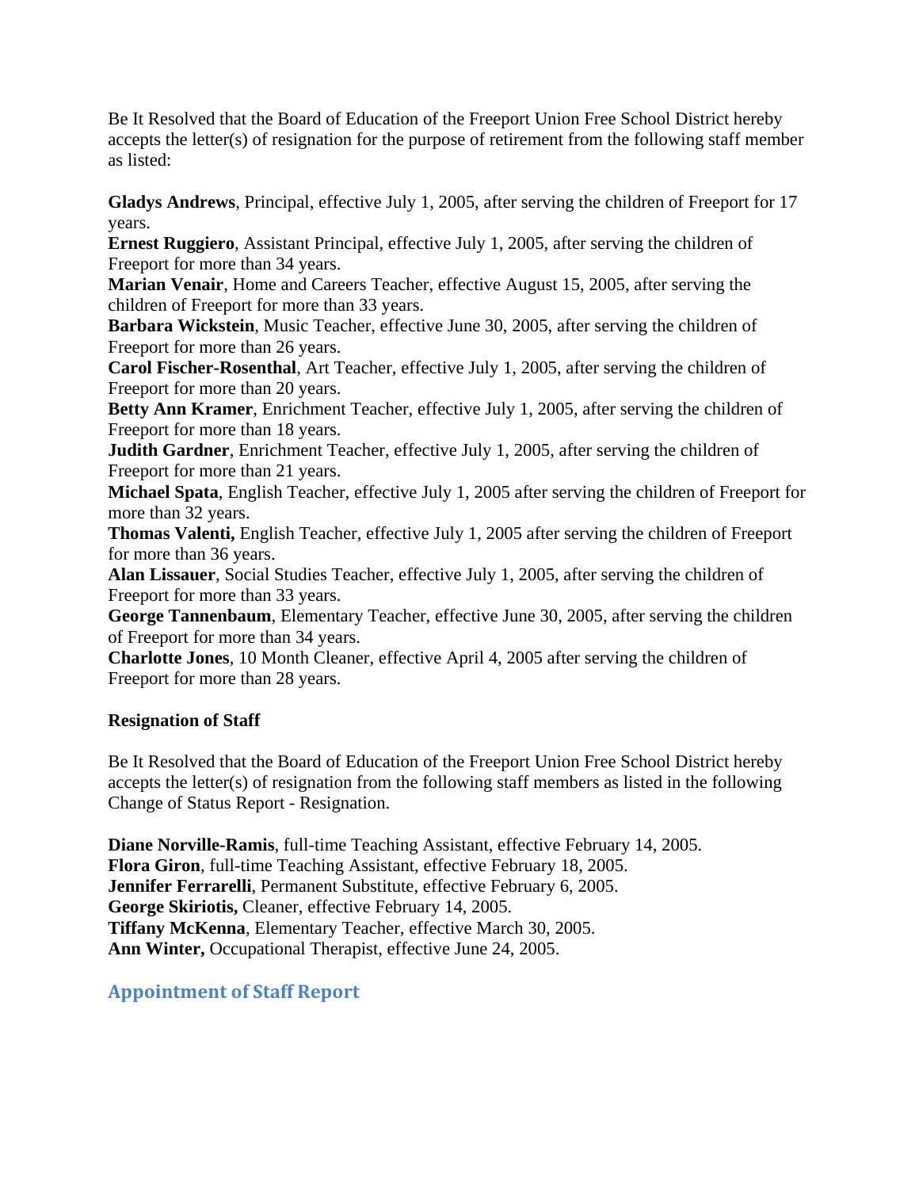Be It Resolved that the Board of Education of the Freeport Union Free School District hereby accepts the letter(s) of resignation for the purpose of retirement from the following staff member as listed:

**Gladys Andrews**, Principal, effective July 1, 2005, after serving the children of Freeport for 17 years.
**Ernest Ruggiero**, Assistant Principal, effective July 1, 2005, after serving the children of Freeport for more than 34 years.
**Marian Venair**, Home and Careers Teacher, effective August 15, 2005, after serving the children of Freeport for more than 33 years.
**Barbara Wickstein**, Music Teacher, effective June 30, 2005, after serving the children of Freeport for more than 26 years.
**Carol Fischer-Rosenthal**, Art Teacher, effective July 1, 2005, after serving the children of Freeport for more than 20 years.
**Betty Ann Kramer**, Enrichment Teacher, effective July 1, 2005, after serving the children of Freeport for more than 18 years.
**Judith Gardner**, Enrichment Teacher, effective July 1, 2005, after serving the children of Freeport for more than 21 years.
**Michael Spata**, English Teacher, effective July 1, 2005 after serving the children of Freeport for more than 32 years.
**Thomas Valenti,** English Teacher, effective July 1, 2005 after serving the children of Freeport for more than 36 years.
**Alan Lissauer**, Social Studies Teacher, effective July 1, 2005, after serving the children of Freeport for more than 33 years.
**George Tannenbaum**, Elementary Teacher, effective June 30, 2005, after serving the children of Freeport for more than 34 years.
**Charlotte Jones**, 10 Month Cleaner, effective April 4, 2005 after serving the children of Freeport for more than 28 years.

**Resignation of Staff**

Be It Resolved that the Board of Education of the Freeport Union Free School District hereby accepts the letter(s) of resignation from the following staff members as listed in the following Change of Status Report - Resignation.

**Diane Norville-Ramis**, full-time Teaching Assistant, effective February 14, 2005.
**Flora Giron**, full-time Teaching Assistant, effective February 18, 2005.
**Jennifer Ferrarelli**, Permanent Substitute, effective February 6, 2005.
**George Skiriotis,** Cleaner, effective February 14, 2005.
**Tiffany McKenna**, Elementary Teacher, effective March 30, 2005.
**Ann Winter,** Occupational Therapist, effective June 24, 2005.

## Appointment of Staff Report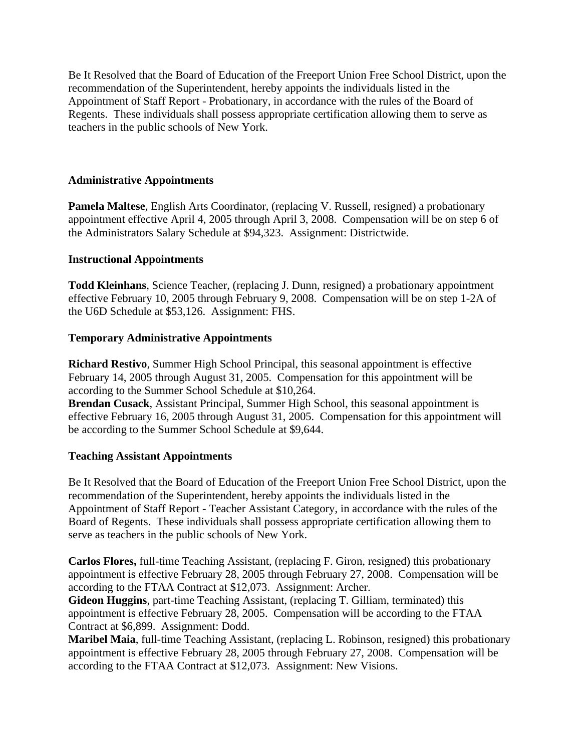Be It Resolved that the Board of Education of the Freeport Union Free School District, upon the recommendation of the Superintendent, hereby appoints the individuals listed in the Appointment of Staff Report - Probationary, in accordance with the rules of the Board of Regents. These individuals shall possess appropriate certification allowing them to serve as teachers in the public schools of New York.

**Administrative Appointments**

**Pamela Maltese**, English Arts Coordinator, (replacing V. Russell, resigned) a probationary appointment effective April 4, 2005 through April 3, 2008. Compensation will be on step 6 of the Administrators Salary Schedule at $94,323. Assignment: Districtwide.

**Instructional Appointments**

**Todd Kleinhans**, Science Teacher, (replacing J. Dunn, resigned) a probationary appointment effective February 10, 2005 through February 9, 2008. Compensation will be on step 1-2A of the U6D Schedule at $53,126. Assignment: FHS.

**Temporary Administrative Appointments**

**Richard Restivo**, Summer High School Principal, this seasonal appointment is effective February 14, 2005 through August 31, 2005. Compensation for this appointment will be according to the Summer School Schedule at $10,264.
**Brendan Cusack**, Assistant Principal, Summer High School, this seasonal appointment is effective February 16, 2005 through August 31, 2005. Compensation for this appointment will be according to the Summer School Schedule at $9,644.

**Teaching Assistant Appointments**

Be It Resolved that the Board of Education of the Freeport Union Free School District, upon the recommendation of the Superintendent, hereby appoints the individuals listed in the Appointment of Staff Report - Teacher Assistant Category, in accordance with the rules of the Board of Regents. These individuals shall possess appropriate certification allowing them to serve as teachers in the public schools of New York.

**Carlos Flores,** full-time Teaching Assistant, (replacing F. Giron, resigned) this probationary appointment is effective February 28, 2005 through February 27, 2008. Compensation will be according to the FTAA Contract at $12,073. Assignment: Archer.
**Gideon Huggins**, part-time Teaching Assistant, (replacing T. Gilliam, terminated) this appointment is effective February 28, 2005. Compensation will be according to the FTAA Contract at $6,899. Assignment: Dodd.
**Maribel Maia**, full-time Teaching Assistant, (replacing L. Robinson, resigned) this probationary appointment is effective February 28, 2005 through February 27, 2008. Compensation will be according to the FTAA Contract at $12,073. Assignment: New Visions.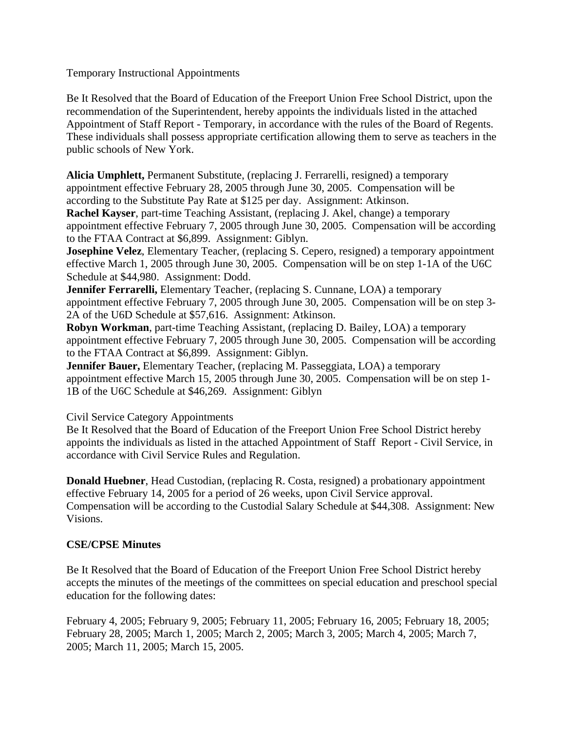Temporary Instructional Appointments

Be It Resolved that the Board of Education of the Freeport Union Free School District, upon the recommendation of the Superintendent, hereby appoints the individuals listed in the attached Appointment of Staff Report - Temporary, in accordance with the rules of the Board of Regents. These individuals shall possess appropriate certification allowing them to serve as teachers in the public schools of New York.

**Alicia Umphlett,** Permanent Substitute, (replacing J. Ferrarelli, resigned) a temporary appointment effective February 28, 2005 through June 30, 2005. Compensation will be according to the Substitute Pay Rate at $125 per day. Assignment: Atkinson.
**Rachel Kayser**, part-time Teaching Assistant, (replacing J. Akel, change) a temporary appointment effective February 7, 2005 through June 30, 2005. Compensation will be according to the FTAA Contract at $6,899. Assignment: Giblyn.
**Josephine Velez**, Elementary Teacher, (replacing S. Cepero, resigned) a temporary appointment effective March 1, 2005 through June 30, 2005. Compensation will be on step 1-1A of the U6C Schedule at $44,980. Assignment: Dodd.
**Jennifer Ferrarelli,** Elementary Teacher, (replacing S. Cunnane, LOA) a temporary appointment effective February 7, 2005 through June 30, 2005. Compensation will be on step 3-2A of the U6D Schedule at $57,616. Assignment: Atkinson.
**Robyn Workman**, part-time Teaching Assistant, (replacing D. Bailey, LOA) a temporary appointment effective February 7, 2005 through June 30, 2005. Compensation will be according to the FTAA Contract at $6,899. Assignment: Giblyn.
**Jennifer Bauer,** Elementary Teacher, (replacing M. Passeggiata, LOA) a temporary appointment effective March 15, 2005 through June 30, 2005. Compensation will be on step 1-1B of the U6C Schedule at $46,269. Assignment: Giblyn

Civil Service Category Appointments
Be It Resolved that the Board of Education of the Freeport Union Free School District hereby appoints the individuals as listed in the attached Appointment of Staff Report - Civil Service, in accordance with Civil Service Rules and Regulation.

**Donald Huebner**, Head Custodian, (replacing R. Costa, resigned) a probationary appointment effective February 14, 2005 for a period of 26 weeks, upon Civil Service approval. Compensation will be according to the Custodial Salary Schedule at $44,308. Assignment: New Visions.

**CSE/CPSE Minutes**

Be It Resolved that the Board of Education of the Freeport Union Free School District hereby accepts the minutes of the meetings of the committees on special education and preschool special education for the following dates:

February 4, 2005; February 9, 2005; February 11, 2005; February 16, 2005; February 18, 2005; February 28, 2005; March 1, 2005; March 2, 2005; March 3, 2005; March 4, 2005; March 7, 2005; March 11, 2005; March 15, 2005.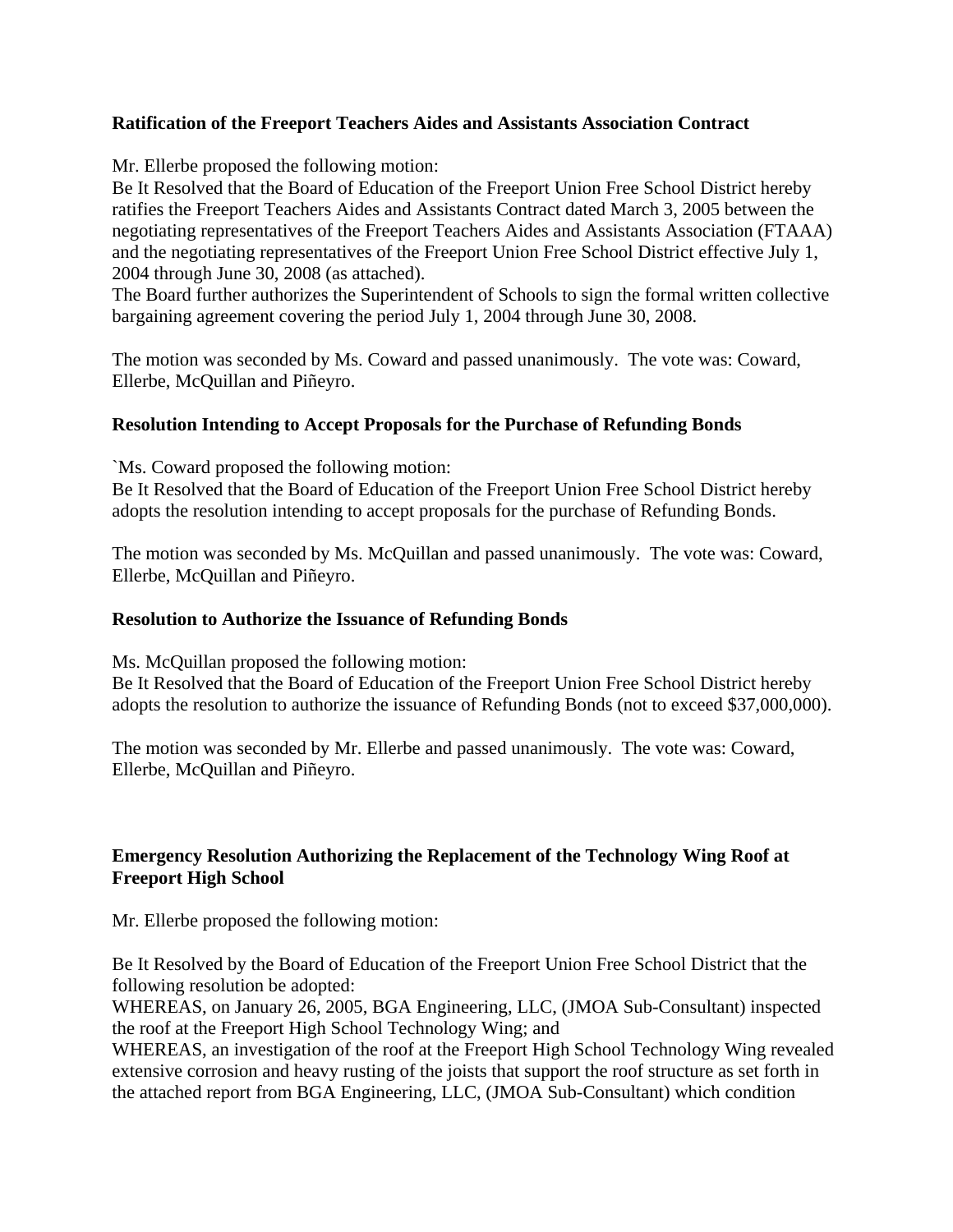**Ratification of the Freeport Teachers Aides and Assistants Association Contract**

Mr. Ellerbe proposed the following motion:
Be It Resolved that the Board of Education of the Freeport Union Free School District hereby ratifies the Freeport Teachers Aides and Assistants Contract dated March 3, 2005 between the negotiating representatives of the Freeport Teachers Aides and Assistants Association (FTAAA) and the negotiating representatives of the Freeport Union Free School District effective July 1, 2004 through June 30, 2008 (as attached).
The Board further authorizes the Superintendent of Schools to sign the formal written collective bargaining agreement covering the period July 1, 2004 through June 30, 2008.

The motion was seconded by Ms. Coward and passed unanimously. The vote was: Coward, Ellerbe, McQuillan and Piñeyro.

**Resolution Intending to Accept Proposals for the Purchase of Refunding Bonds**

`Ms. Coward proposed the following motion:
Be It Resolved that the Board of Education of the Freeport Union Free School District hereby adopts the resolution intending to accept proposals for the purchase of Refunding Bonds.

The motion was seconded by Ms. McQuillan and passed unanimously. The vote was: Coward, Ellerbe, McQuillan and Piñeyro.

**Resolution to Authorize the Issuance of Refunding Bonds**

Ms. McQuillan proposed the following motion:
Be It Resolved that the Board of Education of the Freeport Union Free School District hereby adopts the resolution to authorize the issuance of Refunding Bonds (not to exceed $37,000,000).

The motion was seconded by Mr. Ellerbe and passed unanimously. The vote was: Coward, Ellerbe, McQuillan and Piñeyro.

**Emergency Resolution Authorizing the Replacement of the Technology Wing Roof at Freeport High School**

Mr. Ellerbe proposed the following motion:

Be It Resolved by the Board of Education of the Freeport Union Free School District that the following resolution be adopted:
WHEREAS, on January 26, 2005, BGA Engineering, LLC, (JMOA Sub-Consultant) inspected the roof at the Freeport High School Technology Wing; and
WHEREAS, an investigation of the roof at the Freeport High School Technology Wing revealed extensive corrosion and heavy rusting of the joists that support the roof structure as set forth in the attached report from BGA Engineering, LLC, (JMOA Sub-Consultant) which condition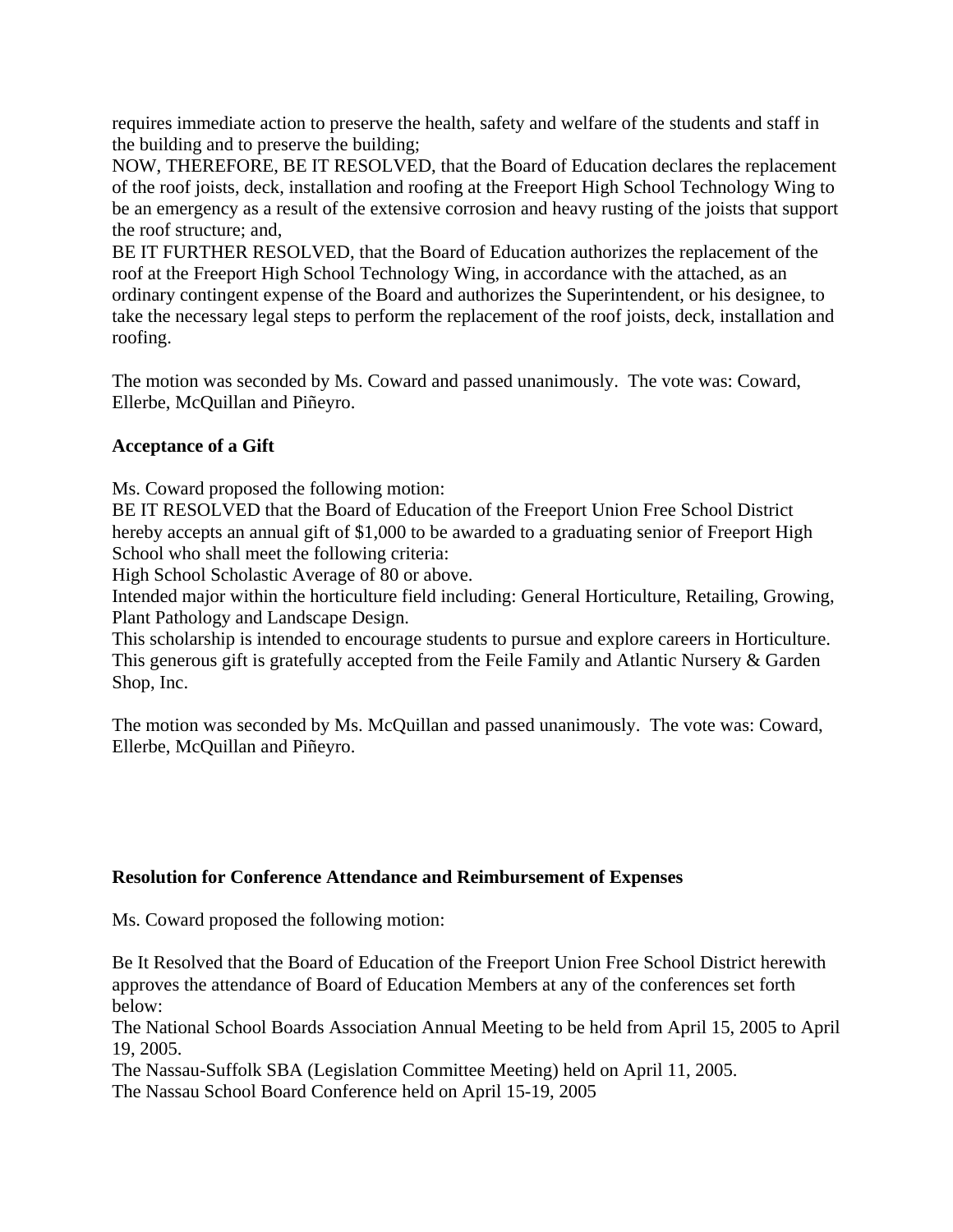requires immediate action to preserve the health, safety and welfare of the students and staff in the building and to preserve the building;
NOW, THEREFORE, BE IT RESOLVED, that the Board of Education declares the replacement of the roof joists, deck, installation and roofing at the Freeport High School Technology Wing to be an emergency as a result of the extensive corrosion and heavy rusting of the joists that support the roof structure; and,
BE IT FURTHER RESOLVED, that the Board of Education authorizes the replacement of the roof at the Freeport High School Technology Wing, in accordance with the attached, as an ordinary contingent expense of the Board and authorizes the Superintendent, or his designee, to take the necessary legal steps to perform the replacement of the roof joists, deck, installation and roofing.

The motion was seconded by Ms. Coward and passed unanimously. The vote was: Coward, Ellerbe, McQuillan and Piñeyro.

**Acceptance of a Gift**

Ms. Coward proposed the following motion:
BE IT RESOLVED that the Board of Education of the Freeport Union Free School District hereby accepts an annual gift of $1,000 to be awarded to a graduating senior of Freeport High School who shall meet the following criteria:
High School Scholastic Average of 80 or above.
Intended major within the horticulture field including: General Horticulture, Retailing, Growing, Plant Pathology and Landscape Design.
This scholarship is intended to encourage students to pursue and explore careers in Horticulture.
This generous gift is gratefully accepted from the Feile Family and Atlantic Nursery & Garden Shop, Inc.

The motion was seconded by Ms. McQuillan and passed unanimously. The vote was: Coward, Ellerbe, McQuillan and Piñeyro.

**Resolution for Conference Attendance and Reimbursement of Expenses**

Ms. Coward proposed the following motion:

Be It Resolved that the Board of Education of the Freeport Union Free School District herewith approves the attendance of Board of Education Members at any of the conferences set forth below:
The National School Boards Association Annual Meeting to be held from April 15, 2005 to April 19, 2005.
The Nassau-Suffolk SBA (Legislation Committee Meeting) held on April 11, 2005.
The Nassau School Board Conference held on April 15-19, 2005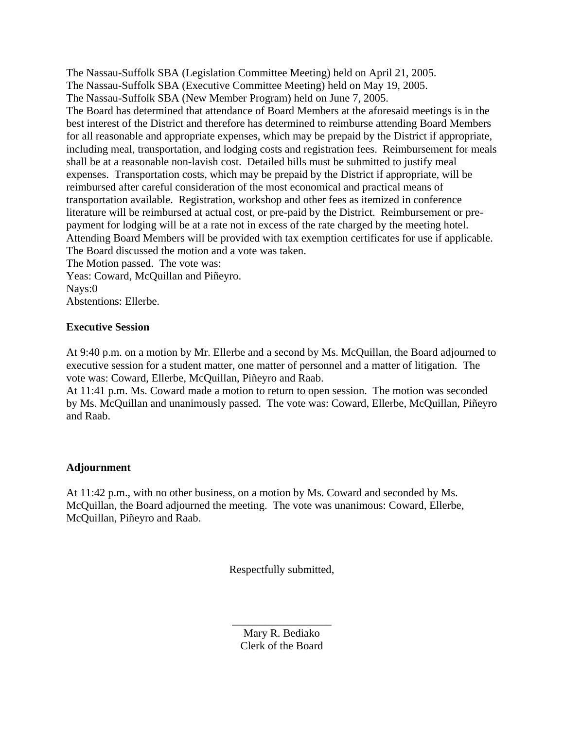The Nassau-Suffolk SBA (Legislation Committee Meeting) held on April 21, 2005.
The Nassau-Suffolk SBA (Executive Committee Meeting) held on May 19, 2005.
The Nassau-Suffolk SBA (New Member Program) held on June 7, 2005.
The Board has determined that attendance of Board Members at the aforesaid meetings is in the best interest of the District and therefore has determined to reimburse attending Board Members for all reasonable and appropriate expenses, which may be prepaid by the District if appropriate, including meal, transportation, and lodging costs and registration fees. Reimbursement for meals shall be at a reasonable non-lavish cost. Detailed bills must be submitted to justify meal expenses. Transportation costs, which may be prepaid by the District if appropriate, will be reimbursed after careful consideration of the most economical and practical means of transportation available. Registration, workshop and other fees as itemized in conference literature will be reimbursed at actual cost, or pre-paid by the District. Reimbursement or pre-payment for lodging will be at a rate not in excess of the rate charged by the meeting hotel. Attending Board Members will be provided with tax exemption certificates for use if applicable.
The Board discussed the motion and a vote was taken.
The Motion passed. The vote was:
Yeas: Coward, McQuillan and Piñeyro.
Nays:0
Abstentions: Ellerbe.

**Executive Session**

At 9:40 p.m. on a motion by Mr. Ellerbe and a second by Ms. McQuillan, the Board adjourned to executive session for a student matter, one matter of personnel and a matter of litigation. The vote was: Coward, Ellerbe, McQuillan, Piñeyro and Raab.
At 11:41 p.m. Ms. Coward made a motion to return to open session. The motion was seconded by Ms. McQuillan and unanimously passed. The vote was: Coward, Ellerbe, McQuillan, Piñeyro and Raab.

**Adjournment**

At 11:42 p.m., with no other business, on a motion by Ms. Coward and seconded by Ms. McQuillan, the Board adjourned the meeting. The vote was unanimous: Coward, Ellerbe, McQuillan, Piñeyro and Raab.

Respectfully submitted,

\_\_\_\_\_\_\_\_\_\_\_\_\_\_\_\_\_\_
Mary R. Bediako
Clerk of the Board